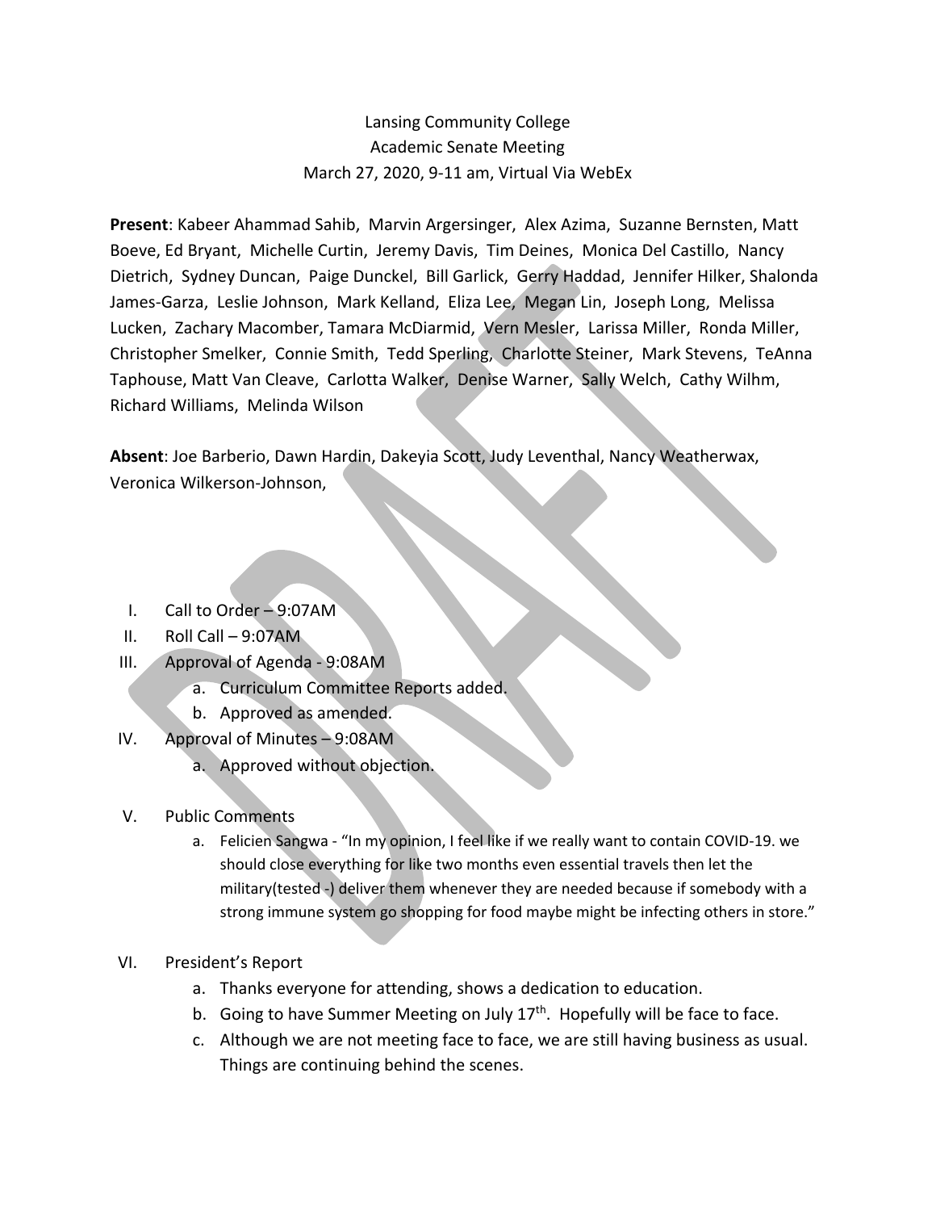Lansing Community College
Academic Senate Meeting
March 27, 2020, 9-11 am, Virtual Via WebEx

**Present**: Kabeer Ahammad Sahib, Marvin Argersinger, Alex Azima, Suzanne Bernsten, Matt Boeve, Ed Bryant, Michelle Curtin, Jeremy Davis, Tim Deines, Monica Del Castillo, Nancy Dietrich, Sydney Duncan, Paige Dunckel, Bill Garlick, Gerry Haddad, Jennifer Hilker, Shalonda James-Garza, Leslie Johnson, Mark Kelland, Eliza Lee, Megan Lin, Joseph Long, Melissa Lucken, Zachary Macomber, Tamara McDiarmid, Vern Mesler, Larissa Miller, Ronda Miller, Christopher Smelker, Connie Smith, Tedd Sperling, Charlotte Steiner, Mark Stevens, TeAnna Taphouse, Matt Van Cleave, Carlotta Walker, Denise Warner, Sally Welch, Cathy Wilhm, Richard Williams, Melinda Wilson

**Absent**: Joe Barberio, Dawn Hardin, Dakeyia Scott, Judy Leventhal, Nancy Weatherwax, Veronica Wilkerson-Johnson,

I. Call to Order – 9:07AM
II. Roll Call – 9:07AM
III. Approval of Agenda - 9:08AM
   a. Curriculum Committee Reports added.
   b. Approved as amended.
IV. Approval of Minutes – 9:08AM
   a. Approved without objection.
V. Public Comments
   a. Felicien Sangwa - "In my opinion, I feel like if we really want to contain COVID-19. we should close everything for like two months even essential travels then let the military(tested -) deliver them whenever they are needed because if somebody with a strong immune system go shopping for food maybe might be infecting others in store."
VI. President's Report
   a. Thanks everyone for attending, shows a dedication to education.
   b. Going to have Summer Meeting on July 17th. Hopefully will be face to face.
   c. Although we are not meeting face to face, we are still having business as usual. Things are continuing behind the scenes.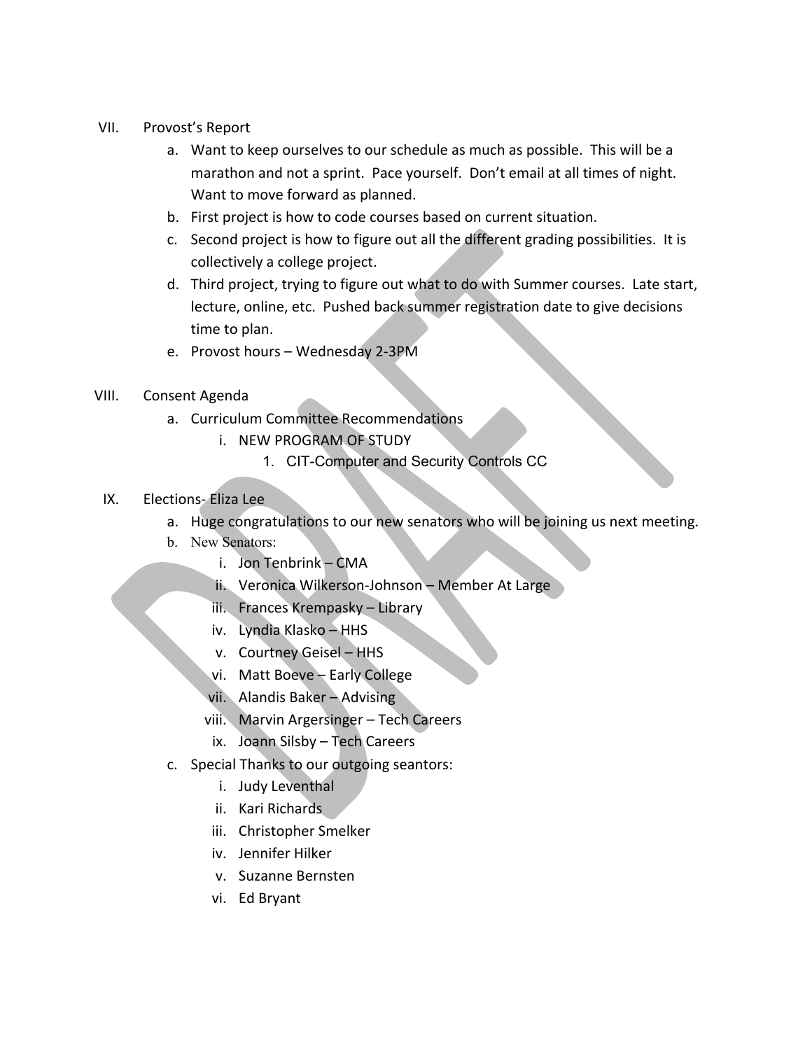VII. Provost's Report

a. Want to keep ourselves to our schedule as much as possible. This will be a marathon and not a sprint. Pace yourself. Don't email at all times of night. Want to move forward as planned.
b. First project is how to code courses based on current situation.
c. Second project is how to figure out all the different grading possibilities. It is collectively a college project.
d. Third project, trying to figure out what to do with Summer courses. Late start, lecture, online, etc. Pushed back summer registration date to give decisions time to plan.
e. Provost hours – Wednesday 2-3PM

VIII. Consent Agenda

a. Curriculum Committee Recommendations
   i. NEW PROGRAM OF STUDY
      1. CIT-Computer and Security Controls CC

IX. Elections- Eliza Lee

a. Huge congratulations to our new senators who will be joining us next meeting.
b. New Senators:
   i. Jon Tenbrink – CMA
   ii. Veronica Wilkerson-Johnson – Member At Large
   iii. Frances Krempasky – Library
   iv. Lyndia Klasko – HHS
   v. Courtney Geisel – HHS
   vi. Matt Boeve – Early College
   vii. Alandis Baker – Advising
   viii. Marvin Argersinger – Tech Careers
   ix. Joann Silsby – Tech Careers
c. Special Thanks to our outgoing seantors:
   i. Judy Leventhal
   ii. Kari Richards
   iii. Christopher Smelker
   iv. Jennifer Hilker
   v. Suzanne Bernsten
   vi. Ed Bryant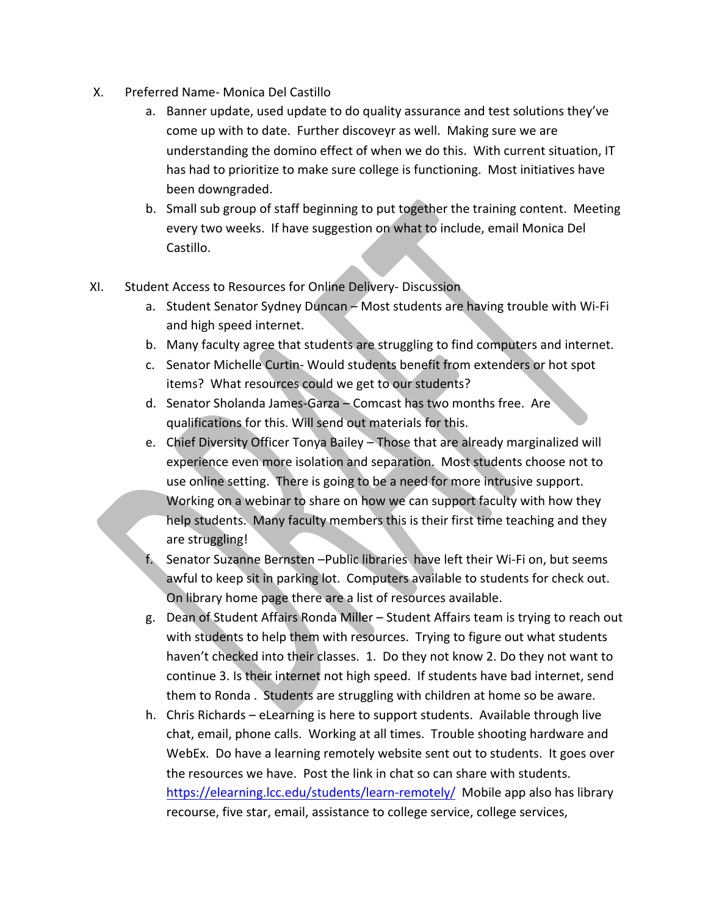X. Preferred Name- Monica Del Castillo

   a. Banner update, used update to do quality assurance and test solutions they've come up with to date. Further discoveyr as well. Making sure we are understanding the domino effect of when we do this. With current situation, IT has had to prioritize to make sure college is functioning. Most initiatives have been downgraded.
   b. Small sub group of staff beginning to put together the training content. Meeting every two weeks. If have suggestion on what to include, email Monica Del Castillo.

XI. Student Access to Resources for Online Delivery- Discussion

   a. Student Senator Sydney Duncan – Most students are having trouble with Wi-Fi and high speed internet.
   b. Many faculty agree that students are struggling to find computers and internet.
   c. Senator Michelle Curtin- Would students benefit from extenders or hot spot items? What resources could we get to our students?
   d. Senator Sholanda James-Garza – Comcast has two months free. Are qualifications for this. Will send out materials for this.
   e. Chief Diversity Officer Tonya Bailey – Those that are already marginalized will experience even more isolation and separation. Most students choose not to use online setting. There is going to be a need for more intrusive support. Working on a webinar to share on how we can support faculty with how they help students. Many faculty members this is their first time teaching and they are struggling!
   f. Senator Suzanne Bernsten –Public libraries have left their Wi-Fi on, but seems awful to keep sit in parking lot. Computers available to students for check out. On library home page there are a list of resources available.
   g. Dean of Student Affairs Ronda Miller – Student Affairs team is trying to reach out with students to help them with resources. Trying to figure out what students haven't checked into their classes. 1. Do they not know 2. Do they not want to continue 3. Is their internet not high speed. If students have bad internet, send them to Ronda . Students are struggling with children at home so be aware.
   h. Chris Richards – eLearning is here to support students. Available through live chat, email, phone calls. Working at all times. Trouble shooting hardware and WebEx. Do have a learning remotely website sent out to students. It goes over the resources we have. Post the link in chat so can share with students. [https://elearning.lcc.edu/students/learn-remotely/](https://elearning.lcc.edu/students/learn-remotely/) Mobile app also has library recourse, five star, email, assistance to college service, college services,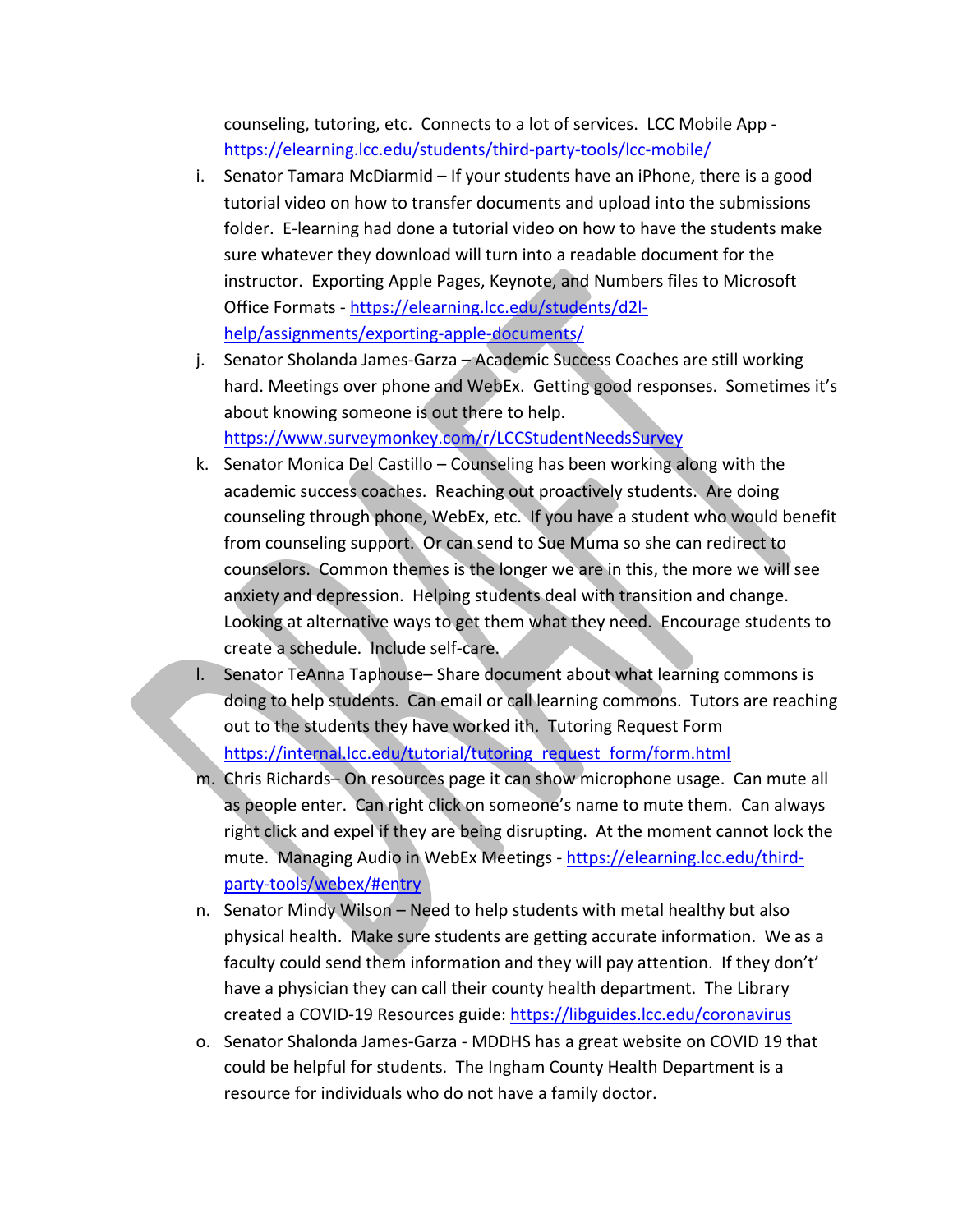counseling, tutoring, etc. Connects to a lot of services. LCC Mobile App - https://elearning.lcc.edu/students/third-party-tools/lcc-mobile/

i. Senator Tamara McDiarmid – If your students have an iPhone, there is a good tutorial video on how to transfer documents and upload into the submissions folder. E-learning had done a tutorial video on how to have the students make sure whatever they download will turn into a readable document for the instructor. Exporting Apple Pages, Keynote, and Numbers files to Microsoft Office Formats - https://elearning.lcc.edu/students/d2l-help/assignments/exporting-apple-documents/

j. Senator Sholanda James-Garza – Academic Success Coaches are still working hard. Meetings over phone and WebEx. Getting good responses. Sometimes it's about knowing someone is out there to help. https://www.surveymonkey.com/r/LCCStudentNeedsSurvey

k. Senator Monica Del Castillo – Counseling has been working along with the academic success coaches. Reaching out proactively students. Are doing counseling through phone, WebEx, etc. If you have a student who would benefit from counseling support. Or can send to Sue Muma so she can redirect to counselors. Common themes is the longer we are in this, the more we will see anxiety and depression. Helping students deal with transition and change. Looking at alternative ways to get them what they need. Encourage students to create a schedule. Include self-care.

l. Senator TeAnna Taphouse– Share document about what learning commons is doing to help students. Can email or call learning commons. Tutors are reaching out to the students they have worked ith. Tutoring Request Form https://internal.lcc.edu/tutorial/tutoring_request_form/form.html

m. Chris Richards– On resources page it can show microphone usage. Can mute all as people enter. Can right click on someone's name to mute them. Can always right click and expel if they are being disrupting. At the moment cannot lock the mute. Managing Audio in WebEx Meetings - https://elearning.lcc.edu/third-party-tools/webex/#entry

n. Senator Mindy Wilson – Need to help students with metal healthy but also physical health. Make sure students are getting accurate information. We as a faculty could send them information and they will pay attention. If they don't' have a physician they can call their county health department. The Library created a COVID-19 Resources guide: https://libguides.lcc.edu/coronavirus

o. Senator Shalonda James-Garza - MDDHS has a great website on COVID 19 that could be helpful for students. The Ingham County Health Department is a resource for individuals who do not have a family doctor.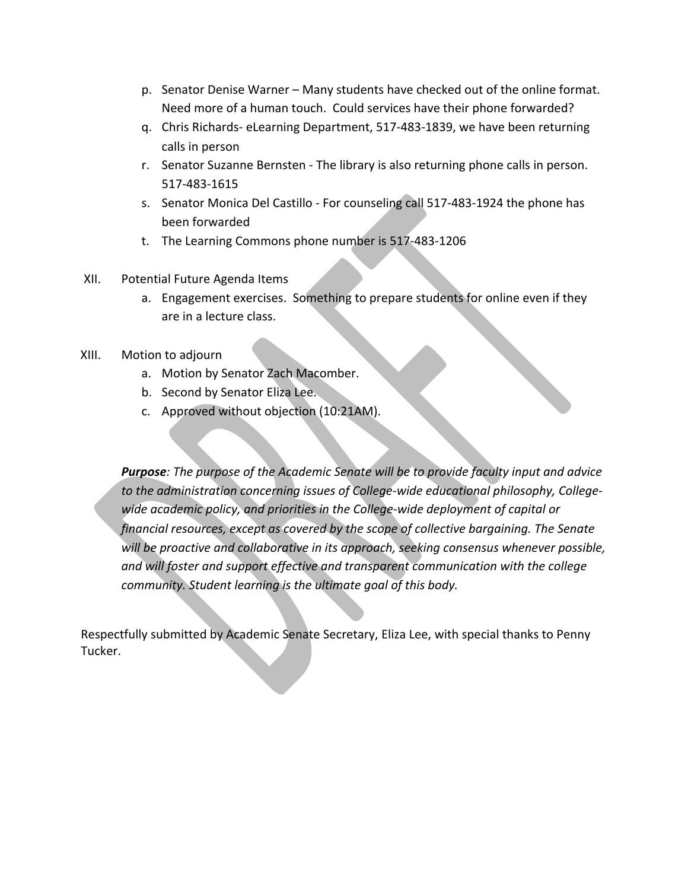p. Senator Denise Warner – Many students have checked out of the online format. Need more of a human touch. Could services have their phone forwarded?
q. Chris Richards- eLearning Department, 517-483-1839, we have been returning calls in person
r. Senator Suzanne Bernsten - The library is also returning phone calls in person. 517-483-1615
s. Senator Monica Del Castillo - For counseling call 517-483-1924 the phone has been forwarded
t. The Learning Commons phone number is 517-483-1206

XII. Potential Future Agenda Items
   a. Engagement exercises. Something to prepare students for online even if they are in a lecture class.

XIII. Motion to adjourn
   a. Motion by Senator Zach Macomber.
   b. Second by Senator Eliza Lee.
   c. Approved without objection (10:21AM).

***Purpose****: The purpose of the Academic Senate will be to provide faculty input and advice to the administration concerning issues of College-wide educational philosophy, College-wide academic policy, and priorities in the College-wide deployment of capital or financial resources, except as covered by the scope of collective bargaining. The Senate will be proactive and collaborative in its approach, seeking consensus whenever possible, and will foster and support effective and transparent communication with the college community. Student learning is the ultimate goal of this body.*

Respectfully submitted by Academic Senate Secretary, Eliza Lee, with special thanks to Penny Tucker.